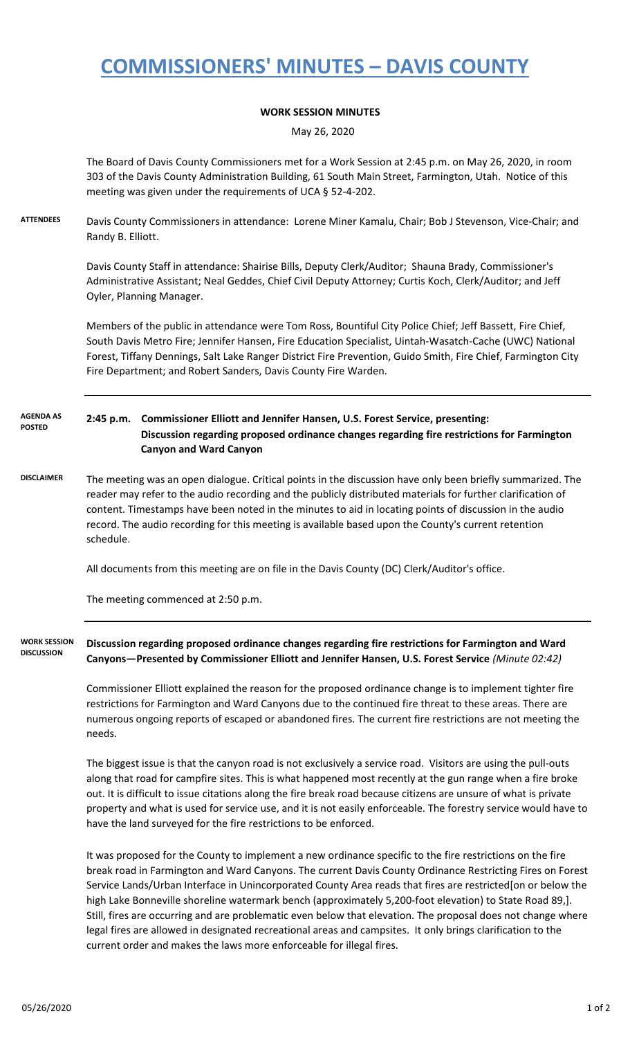# COMMISSIONERS' MINUTES – DAVIS COUNTY

**WORK SESSION MINUTES**

May 26, 2020

The Board of Davis County Commissioners met for a Work Session at 2:45 p.m. on May 26, 2020, in room 303 of the Davis County Administration Building, 61 South Main Street, Farmington, Utah. Notice of this meeting was given under the requirements of UCA § 52-4-202.

**ATTENDEES**

Davis County Commissioners in attendance: Lorene Miner Kamalu, Chair; Bob J Stevenson, Vice-Chair; and Randy B. Elliott.

Davis County Staff in attendance: Shairise Bills, Deputy Clerk/Auditor; Shauna Brady, Commissioner's Administrative Assistant; Neal Geddes, Chief Civil Deputy Attorney; Curtis Koch, Clerk/Auditor; and Jeff Oyler, Planning Manager.

Members of the public in attendance were Tom Ross, Bountiful City Police Chief; Jeff Bassett, Fire Chief, South Davis Metro Fire; Jennifer Hansen, Fire Education Specialist, Uintah-Wasatch-Cache (UWC) National Forest, Tiffany Dennings, Salt Lake Ranger District Fire Prevention, Guido Smith, Fire Chief, Farmington City Fire Department; and Robert Sanders, Davis County Fire Warden.

**AGENDA AS POSTED**

**2:45 p.m. Commissioner Elliott and Jennifer Hansen, U.S. Forest Service, presenting: Discussion regarding proposed ordinance changes regarding fire restrictions for Farmington Canyon and Ward Canyon**

**DISCLAIMER**

The meeting was an open dialogue. Critical points in the discussion have only been briefly summarized. The reader may refer to the audio recording and the publicly distributed materials for further clarification of content. Timestamps have been noted in the minutes to aid in locating points of discussion in the audio record. The audio recording for this meeting is available based upon the County's current retention schedule.

All documents from this meeting are on file in the Davis County (DC) Clerk/Auditor's office.

The meeting commenced at 2:50 p.m.

**WORK SESSION DISCUSSION**

**Discussion regarding proposed ordinance changes regarding fire restrictions for Farmington and Ward Canyons—Presented by Commissioner Elliott and Jennifer Hansen, U.S. Forest Service** *(Minute 02:42)*

Commissioner Elliott explained the reason for the proposed ordinance change is to implement tighter fire restrictions for Farmington and Ward Canyons due to the continued fire threat to these areas. There are numerous ongoing reports of escaped or abandoned fires. The current fire restrictions are not meeting the needs.

The biggest issue is that the canyon road is not exclusively a service road. Visitors are using the pull-outs along that road for campfire sites. This is what happened most recently at the gun range when a fire broke out. It is difficult to issue citations along the fire break road because citizens are unsure of what is private property and what is used for service use, and it is not easily enforceable. The forestry service would have to have the land surveyed for the fire restrictions to be enforced.

It was proposed for the County to implement a new ordinance specific to the fire restrictions on the fire break road in Farmington and Ward Canyons. The current Davis County Ordinance Restricting Fires on Forest Service Lands/Urban Interface in Unincorporated County Area reads that fires are restricted[on or below the high Lake Bonneville shoreline watermark bench (approximately 5,200-foot elevation) to State Road 89,]. Still, fires are occurring and are problematic even below that elevation. The proposal does not change where legal fires are allowed in designated recreational areas and campsites. It only brings clarification to the current order and makes the laws more enforceable for illegal fires.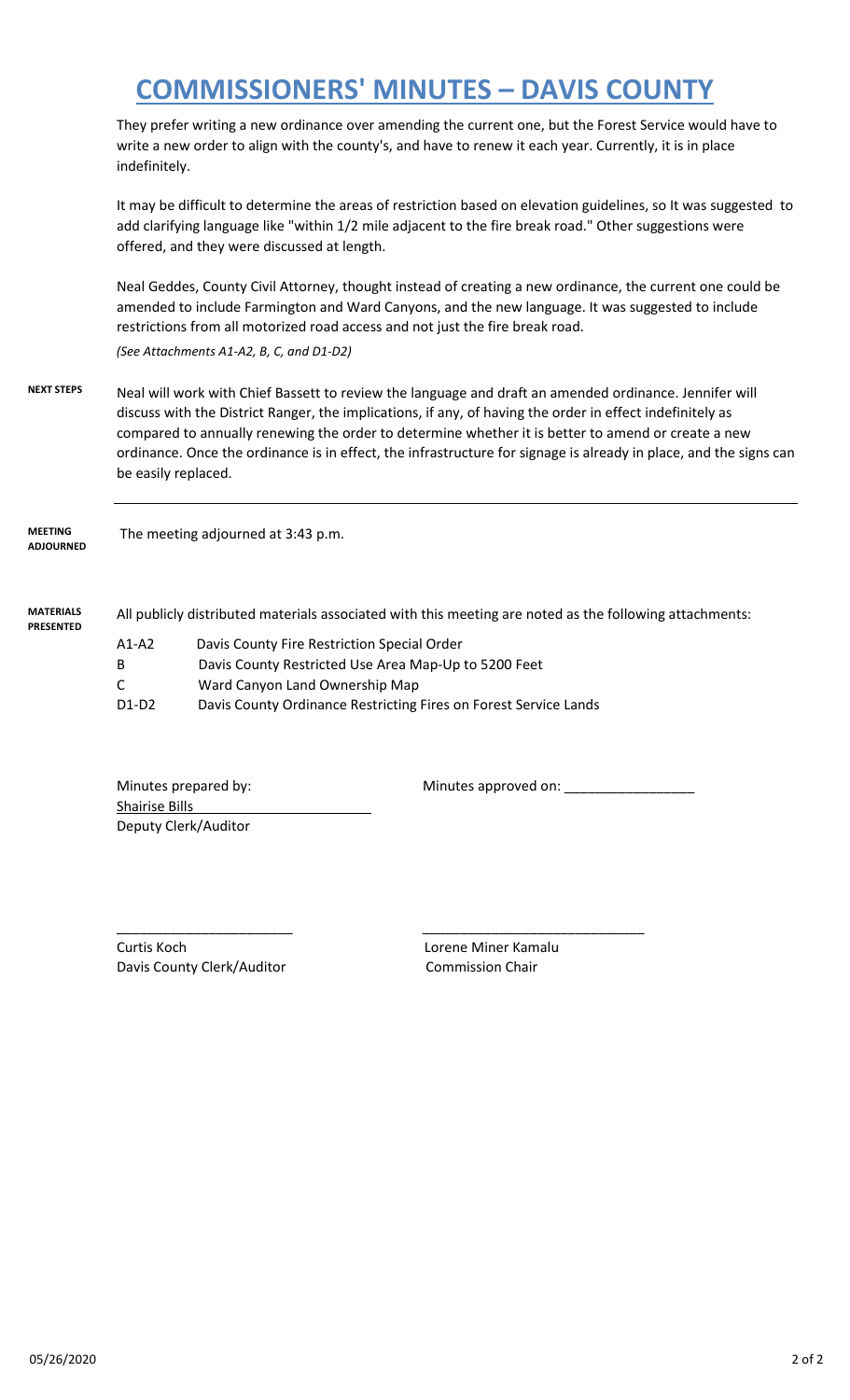# COMMISSIONERS' MINUTES – DAVIS COUNTY

They prefer writing a new ordinance over amending the current one, but the Forest Service would have to write a new order to align with the county's, and have to renew it each year. Currently, it is in place indefinitely.

It may be difficult to determine the areas of restriction based on elevation guidelines, so It was suggested to add clarifying language like "within 1/2 mile adjacent to the fire break road." Other suggestions were offered, and they were discussed at length.

Neal Geddes, County Civil Attorney, thought instead of creating a new ordinance, the current one could be amended to include Farmington and Ward Canyons, and the new language. It was suggested to include restrictions from all motorized road access and not just the fire break road.

*(See Attachments A1-A2, B, C, and D1-D2)*

**NEXT STEPS** Neal will work with Chief Bassett to review the language and draft an amended ordinance. Jennifer will discuss with the District Ranger, the implications, if any, of having the order in effect indefinitely as compared to annually renewing the order to determine whether it is better to amend or create a new ordinance. Once the ordinance is in effect, the infrastructure for signage is already in place, and the signs can be easily replaced.

---

**MEETING ADJOURNED** The meeting adjourned at 3:43 p.m.

**MATERIALS PRESENTED** All publicly distributed materials associated with this meeting are noted as the following attachments:

| | |
|---|---|
| A1-A2 | Davis County Fire Restriction Special Order |
| B | Davis County Restricted Use Area Map-Up to 5200 Feet |
| C | Ward Canyon Land Ownership Map |
| D1-D2 | Davis County Ordinance Restricting Fires on Forest Service Lands |

Minutes prepared by:
Shairise Bills
Deputy Clerk/Auditor

Minutes approved on: _________________

_______________________
Curtis Koch
Davis County Clerk/Auditor

_____________________________
Lorene Miner Kamalu
Commission Chair

05/26/2020